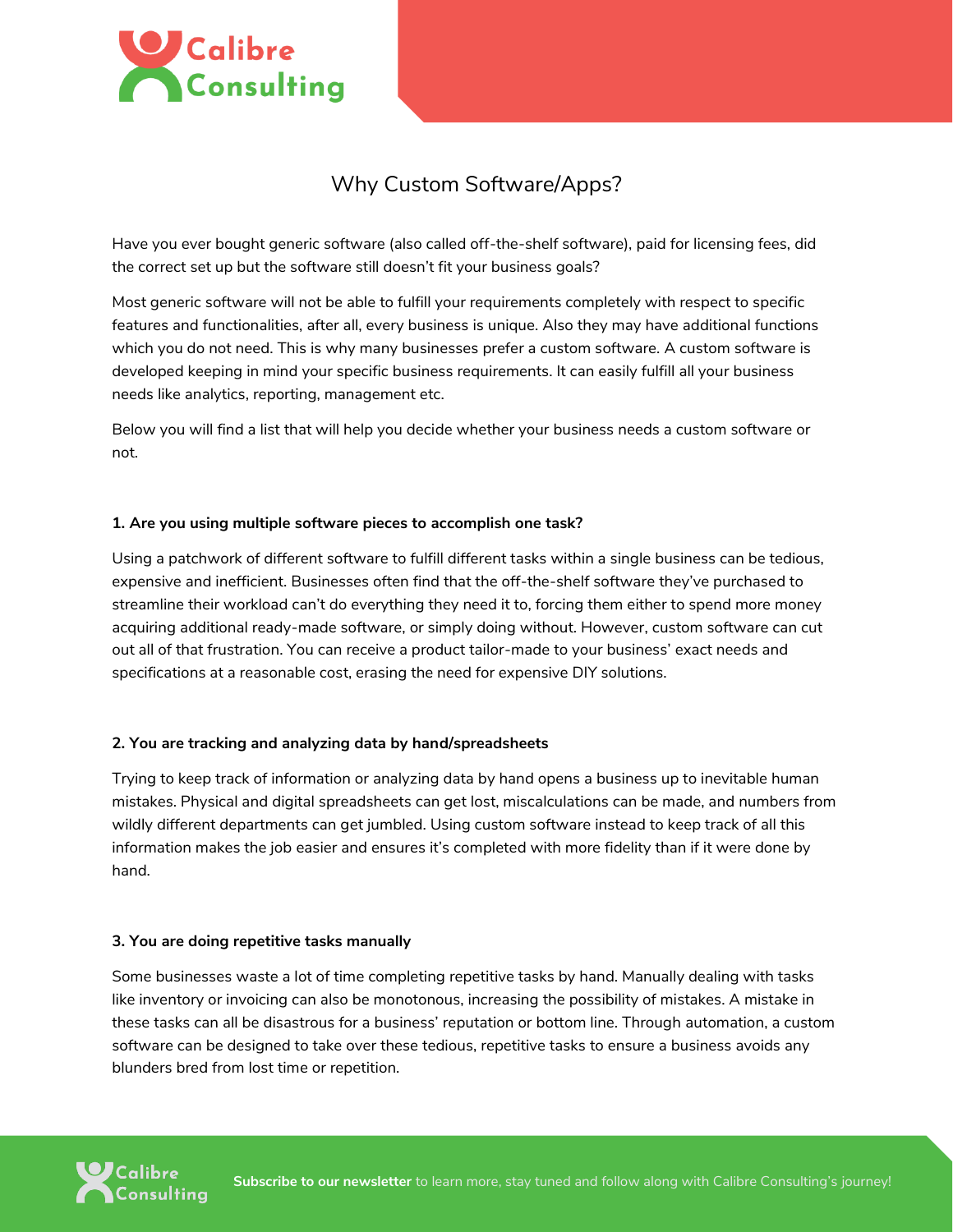# Why Custom Software/Apps?

Have you ever bought generic software (also called off-the-shelf software), paid for licensing fees, did the correct set up but the software still doesn't fit your business goals?

Most generic software will not be able to fulfill your requirements completely with respect to specific features and functionalities, after all, every business is unique. Also they may have additional functions which you do not need. This is why many businesses prefer a custom software. A custom software is developed keeping in mind your specific business requirements. It can easily fulfill all your business needs like analytics, reporting, management etc.

Below you will find a list that will help you decide whether your business needs a custom software or not.

### 1. Are you using multiple software pieces to accomplish one task?

Using a patchwork of different software to fulfill different tasks within a single business can be tedious, expensive and inefficient. Businesses often find that the off-the-shelf software they've purchased to streamline their workload can't do everything they need it to, forcing them either to spend more money acquiring additional ready-made software, or simply doing without. However, custom software can cut out all of that frustration. You can receive a product tailor-made to your business' exact needs and specifications at a reasonable cost, erasing the need for expensive DIY solutions.

### 2. You are tracking and analyzing data by hand/spreadsheets

Trying to keep track of information or analyzing data by hand opens a business up to inevitable human mistakes. Physical and digital spreadsheets can get lost, miscalculations can be made, and numbers from wildly different departments can get jumbled. Using custom software instead to keep track of all this information makes the job easier and ensures it's completed with more fidelity than if it were done by hand.

### 3. You are doing repetitive tasks manually

Some businesses waste a lot of time completing repetitive tasks by hand. Manually dealing with tasks like inventory or invoicing can also be monotonous, increasing the possibility of mistakes. A mistake in these tasks can all be disastrous for a business' reputation or bottom line. Through automation, a custom software can be designed to take over these tedious, repetitive tasks to ensure a business avoids any blunders bred from lost time or repetition.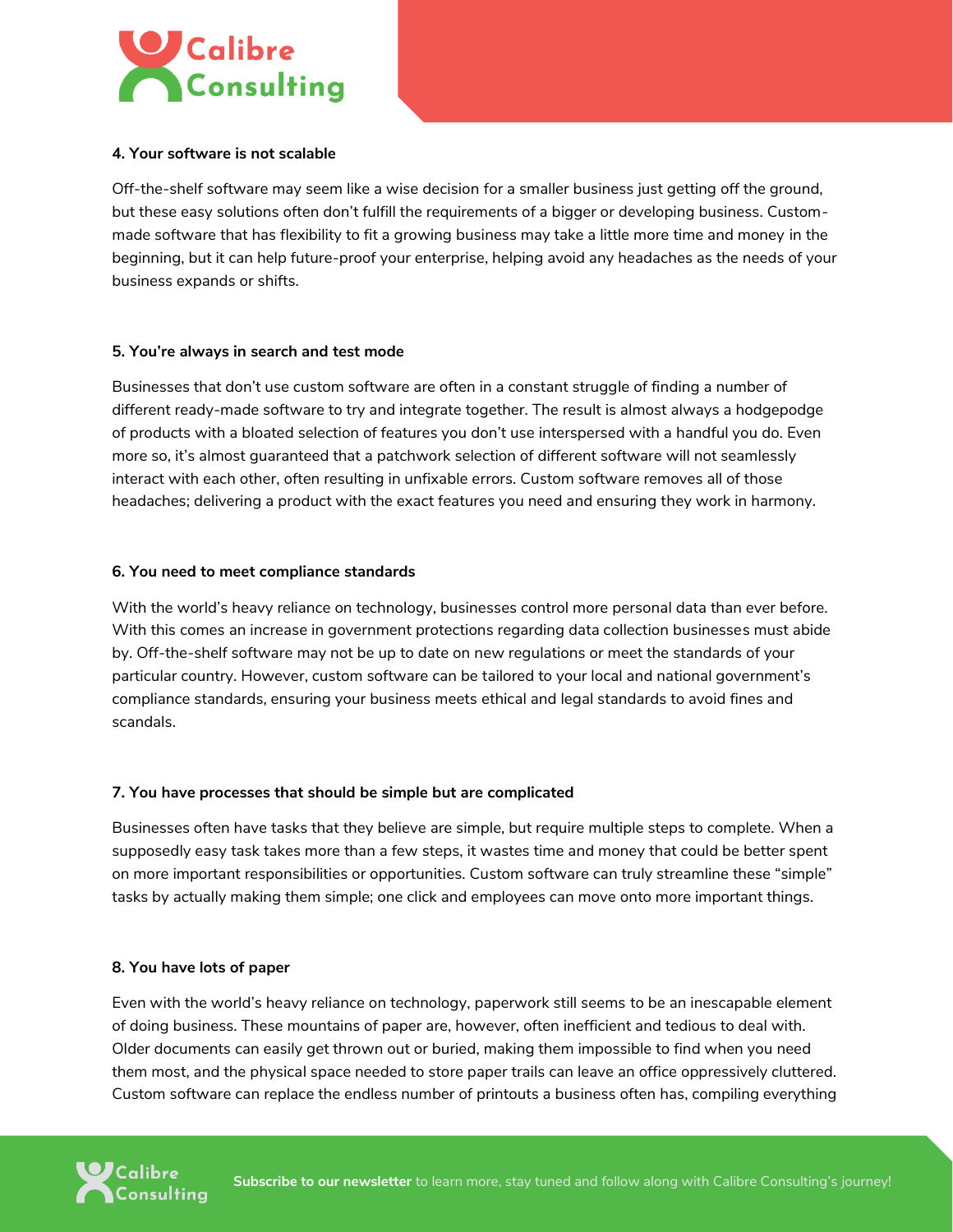**4. Your software is not scalable**

Off-the-shelf software may seem like a wise decision for a smaller business just getting off the ground, but these easy solutions often don't fulfill the requirements of a bigger or developing business. Custom-made software that has flexibility to fit a growing business may take a little more time and money in the beginning, but it can help future-proof your enterprise, helping avoid any headaches as the needs of your business expands or shifts.

**5. You're always in search and test mode**

Businesses that don't use custom software are often in a constant struggle of finding a number of different ready-made software to try and integrate together. The result is almost always a hodgepodge of products with a bloated selection of features you don't use interspersed with a handful you do. Even more so, it's almost guaranteed that a patchwork selection of different software will not seamlessly interact with each other, often resulting in unfixable errors. Custom software removes all of those headaches; delivering a product with the exact features you need and ensuring they work in harmony.

**6. You need to meet compliance standards**

With the world's heavy reliance on technology, businesses control more personal data than ever before. With this comes an increase in government protections regarding data collection businesses must abide by. Off-the-shelf software may not be up to date on new regulations or meet the standards of your particular country. However, custom software can be tailored to your local and national government's compliance standards, ensuring your business meets ethical and legal standards to avoid fines and scandals.

**7. You have processes that should be simple but are complicated**

Businesses often have tasks that they believe are simple, but require multiple steps to complete. When a supposedly easy task takes more than a few steps, it wastes time and money that could be better spent on more important responsibilities or opportunities. Custom software can truly streamline these "simple" tasks by actually making them simple; one click and employees can move onto more important things.

**8. You have lots of paper**

Even with the world's heavy reliance on technology, paperwork still seems to be an inescapable element of doing business. These mountains of paper are, however, often inefficient and tedious to deal with. Older documents can easily get thrown out or buried, making them impossible to find when you need them most, and the physical space needed to store paper trails can leave an office oppressively cluttered. Custom software can replace the endless number of printouts a business often has, compiling everything

**Subscribe to our newsletter** to learn more, stay tuned and follow along with Calibre Consulting's journey!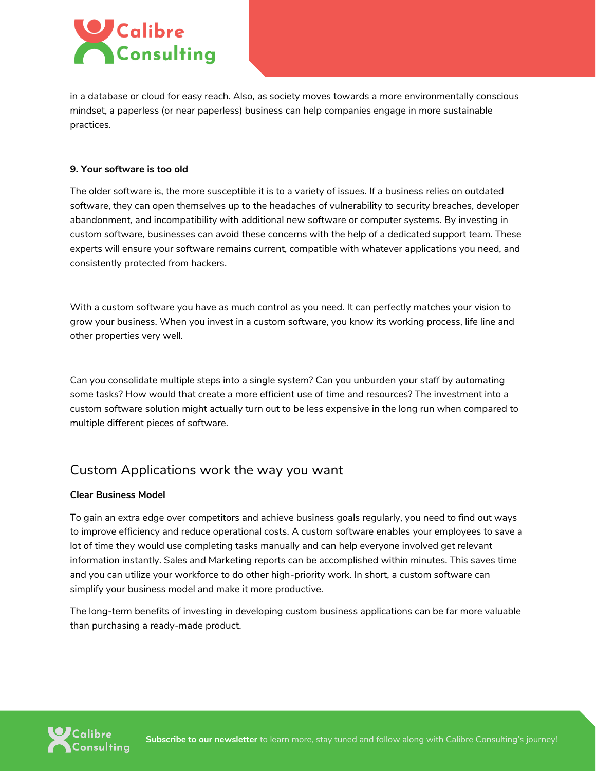in a database or cloud for easy reach. Also, as society moves towards a more environmentally conscious mindset, a paperless (or near paperless) business can help companies engage in more sustainable practices.

**9. Your software is too old**

The older software is, the more susceptible it is to a variety of issues. If a business relies on outdated software, they can open themselves up to the headaches of vulnerability to security breaches, developer abandonment, and incompatibility with additional new software or computer systems. By investing in custom software, businesses can avoid these concerns with the help of a dedicated support team. These experts will ensure your software remains current, compatible with whatever applications you need, and consistently protected from hackers.

With a custom software you have as much control as you need. It can perfectly matches your vision to grow your business. When you invest in a custom software, you know its working process, life line and other properties very well.

Can you consolidate multiple steps into a single system? Can you unburden your staff by automating some tasks? How would that create a more efficient use of time and resources? The investment into a custom software solution might actually turn out to be less expensive in the long run when compared to multiple different pieces of software.

## Custom Applications work the way you want

**Clear Business Model**

To gain an extra edge over competitors and achieve business goals regularly, you need to find out ways to improve efficiency and reduce operational costs. A custom software enables your employees to save a lot of time they would use completing tasks manually and can help everyone involved get relevant information instantly. Sales and Marketing reports can be accomplished within minutes. This saves time and you can utilize your workforce to do other high-priority work. In short, a custom software can simplify your business model and make it more productive.

The long-term benefits of investing in developing custom business applications can be far more valuable than purchasing a ready-made product.